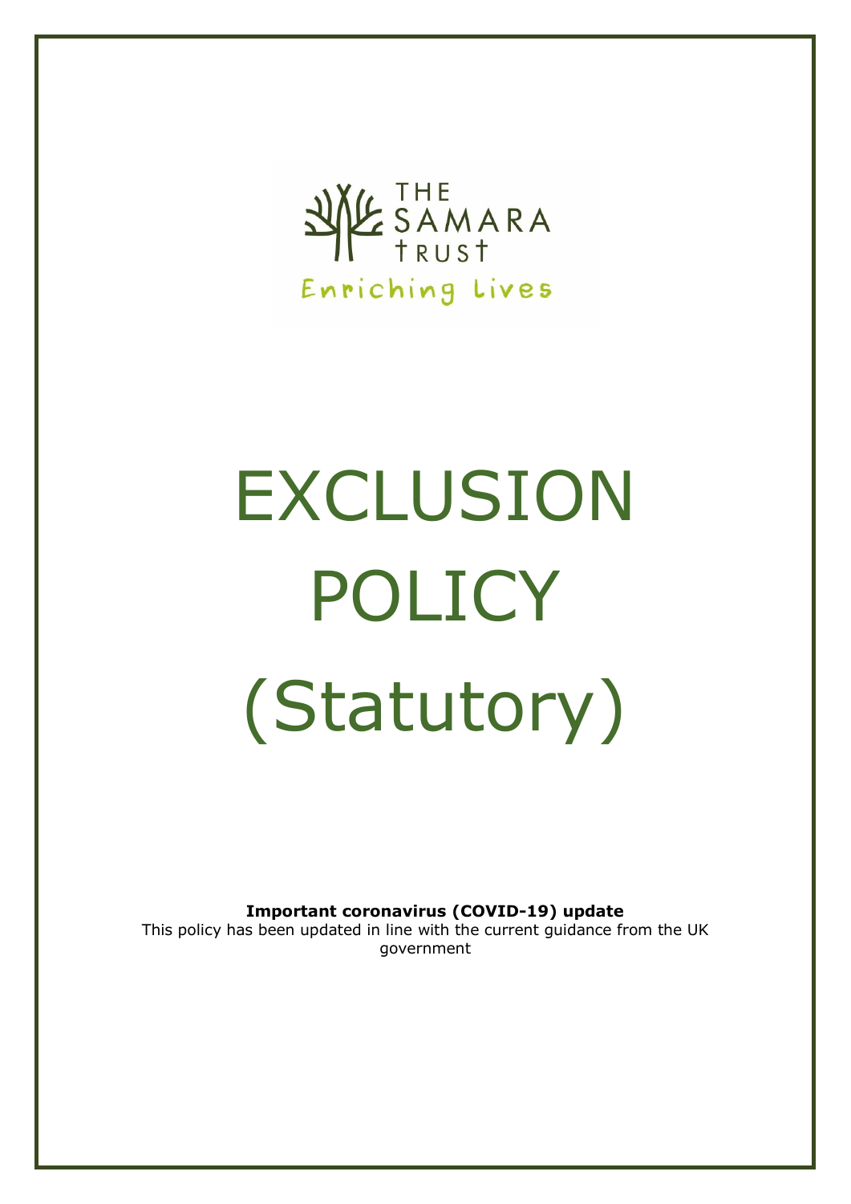THE SAMARA TRUST

Enriching Lives

# EXCLUSION POLICY (Statutory)

**Important coronavirus (COVID-19) update**

This policy has been updated in line with the current guidance from the UK government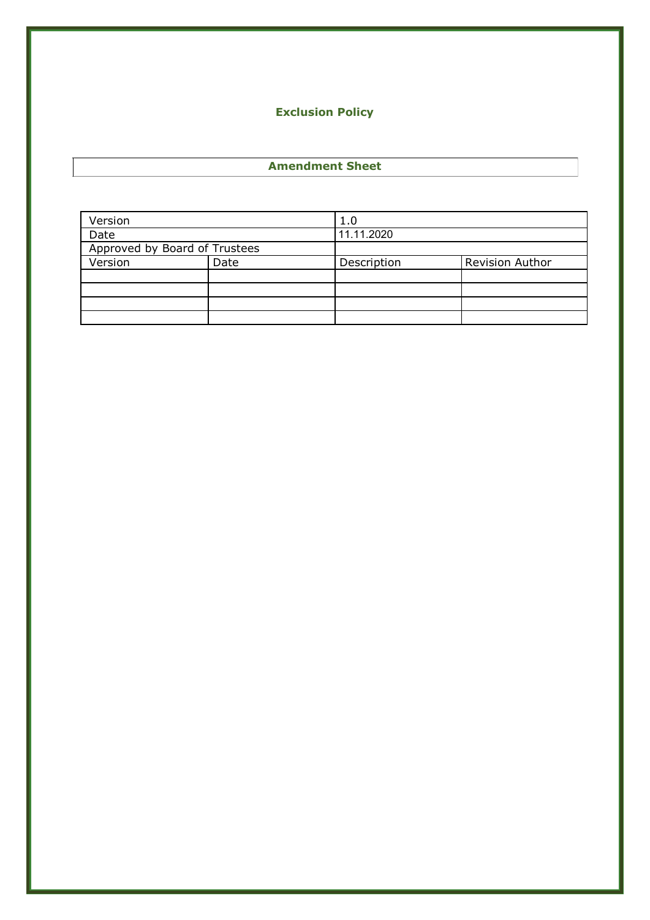# Exclusion Policy

## Amendment Sheet

| Version | | 1.0 | |
|---|---|---|---|
| Date | | 11.11.2020 | |
| Approved by Board of Trustees | | | |
| Version | Date | Description | Revision Author |
| | | | |
| | | | |
| | | | |
| | | | |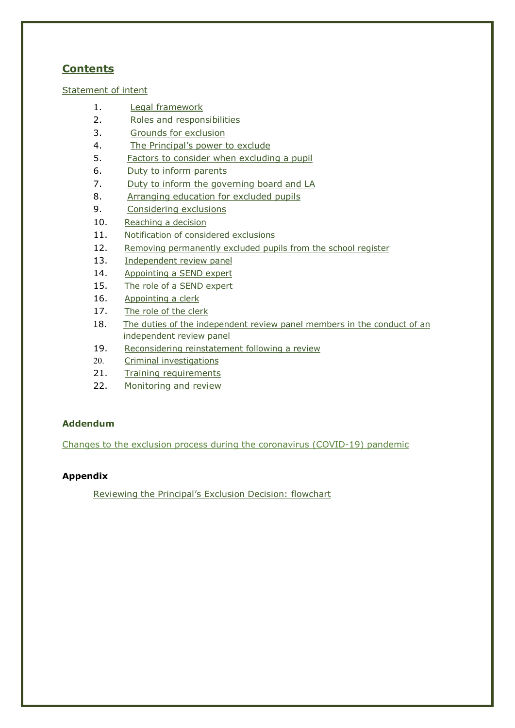## Contents

Statement of intent

1. Legal framework
2. Roles and responsibilities
3. Grounds for exclusion
4. The Principal's power to exclude
5. Factors to consider when excluding a pupil
6. Duty to inform parents
7. Duty to inform the governing board and LA
8. Arranging education for excluded pupils
9. Considering exclusions
10. Reaching a decision
11. Notification of considered exclusions
12. Removing permanently excluded pupils from the school register
13. Independent review panel
14. Appointing a SEND expert
15. The role of a SEND expert
16. Appointing a clerk
17. The role of the clerk
18. The duties of the independent review panel members in the conduct of an independent review panel
19. Reconsidering reinstatement following a review
20. Criminal investigations
21. Training requirements
22. Monitoring and review

**Addendum**

Changes to the exclusion process during the coronavirus (COVID-19) pandemic

**Appendix**

Reviewing the Principal's Exclusion Decision: flowchart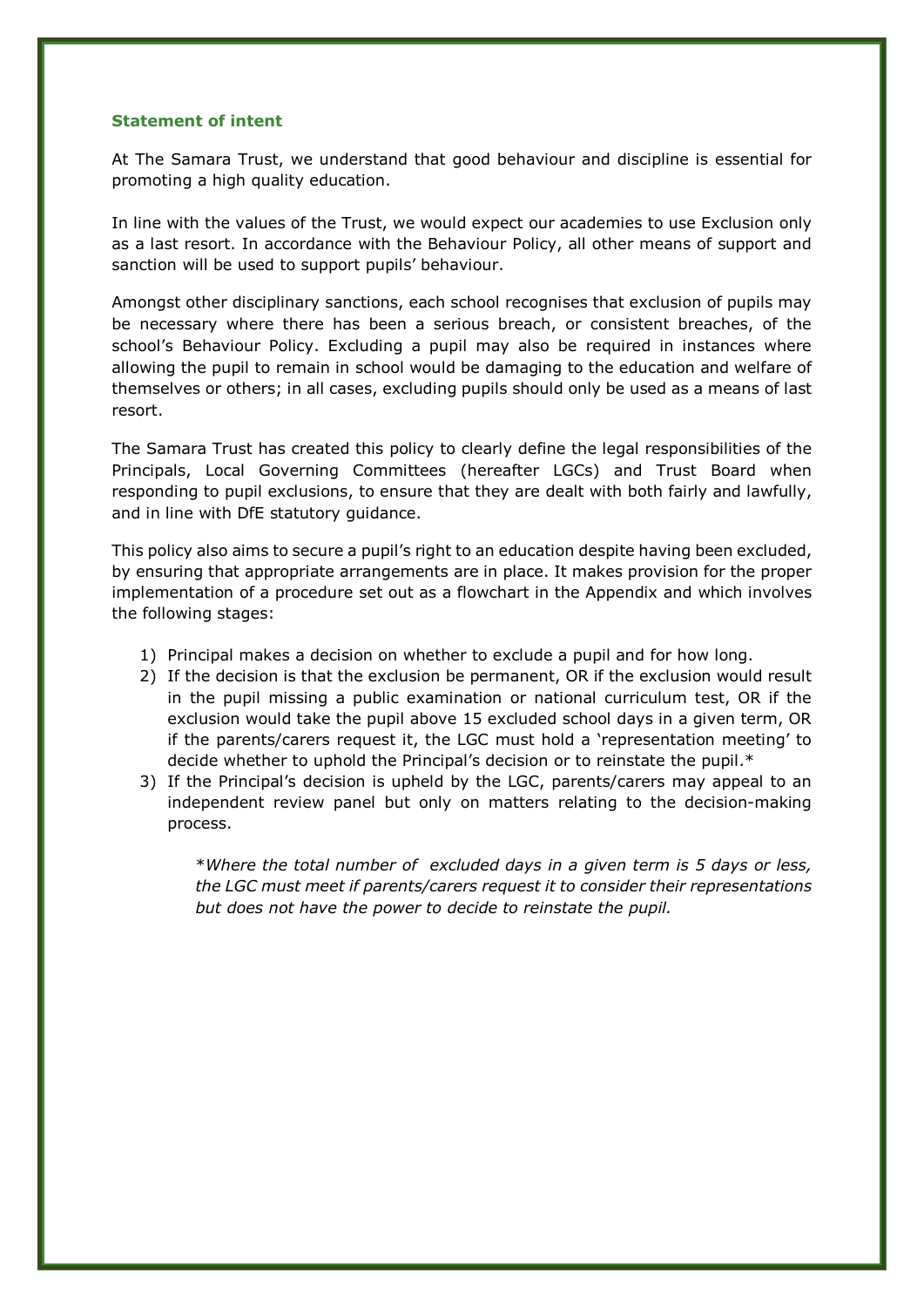## Statement of intent

At The Samara Trust, we understand that good behaviour and discipline is essential for promoting a high quality education.

In line with the values of the Trust, we would expect our academies to use Exclusion only as a last resort. In accordance with the Behaviour Policy, all other means of support and sanction will be used to support pupils' behaviour.

Amongst other disciplinary sanctions, each school recognises that exclusion of pupils may be necessary where there has been a serious breach, or consistent breaches, of the school's Behaviour Policy. Excluding a pupil may also be required in instances where allowing the pupil to remain in school would be damaging to the education and welfare of themselves or others; in all cases, excluding pupils should only be used as a means of last resort.

The Samara Trust has created this policy to clearly define the legal responsibilities of the Principals, Local Governing Committees (hereafter LGCs) and Trust Board when responding to pupil exclusions, to ensure that they are dealt with both fairly and lawfully, and in line with DfE statutory guidance.

This policy also aims to secure a pupil's right to an education despite having been excluded, by ensuring that appropriate arrangements are in place. It makes provision for the proper implementation of a procedure set out as a flowchart in the Appendix and which involves the following stages:

1) Principal makes a decision on whether to exclude a pupil and for how long.
2) If the decision is that the exclusion be permanent, OR if the exclusion would result in the pupil missing a public examination or national curriculum test, OR if the exclusion would take the pupil above 15 excluded school days in a given term, OR if the parents/carers request it, the LGC must hold a 'representation meeting' to decide whether to uphold the Principal's decision or to reinstate the pupil.*
3) If the Principal's decision is upheld by the LGC, parents/carers may appeal to an independent review panel but only on matters relating to the decision-making process.

*\*Where the total number of excluded days in a given term is 5 days or less, the LGC must meet if parents/carers request it to consider their representations but does not have the power to decide to reinstate the pupil.*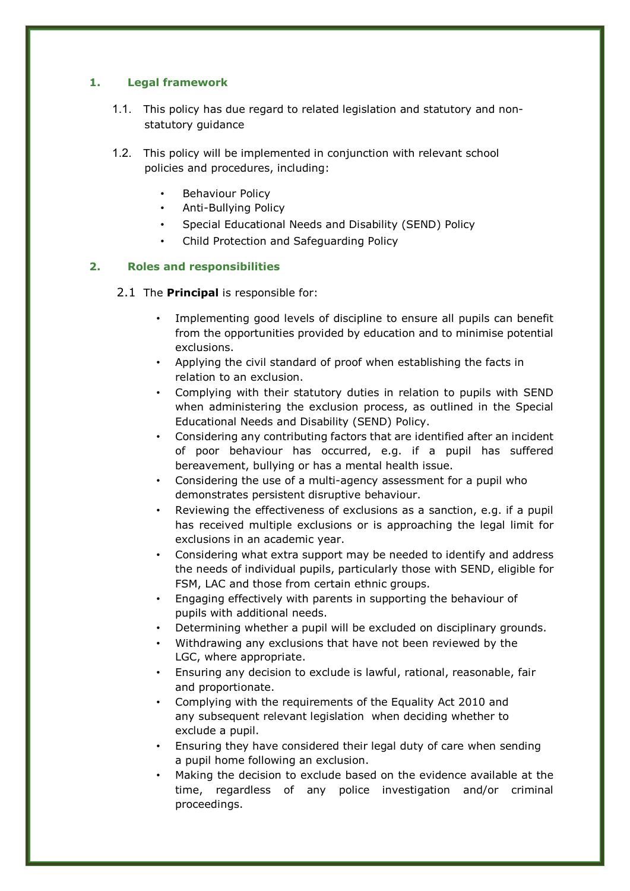## 1. Legal framework

1.1. This policy has due regard to related legislation and statutory and non-statutory guidance

1.2. This policy will be implemented in conjunction with relevant school policies and procedures, including:

- Behaviour Policy
- Anti-Bullying Policy
- Special Educational Needs and Disability (SEND) Policy
- Child Protection and Safeguarding Policy

## 2. Roles and responsibilities

2.1 The **Principal** is responsible for:

- Implementing good levels of discipline to ensure all pupils can benefit from the opportunities provided by education and to minimise potential exclusions.
- Applying the civil standard of proof when establishing the facts in relation to an exclusion.
- Complying with their statutory duties in relation to pupils with SEND when administering the exclusion process, as outlined in the Special Educational Needs and Disability (SEND) Policy.
- Considering any contributing factors that are identified after an incident of poor behaviour has occurred, e.g. if a pupil has suffered bereavement, bullying or has a mental health issue.
- Considering the use of a multi-agency assessment for a pupil who demonstrates persistent disruptive behaviour.
- Reviewing the effectiveness of exclusions as a sanction, e.g. if a pupil has received multiple exclusions or is approaching the legal limit for exclusions in an academic year.
- Considering what extra support may be needed to identify and address the needs of individual pupils, particularly those with SEND, eligible for FSM, LAC and those from certain ethnic groups.
- Engaging effectively with parents in supporting the behaviour of pupils with additional needs.
- Determining whether a pupil will be excluded on disciplinary grounds.
- Withdrawing any exclusions that have not been reviewed by the LGC, where appropriate.
- Ensuring any decision to exclude is lawful, rational, reasonable, fair and proportionate.
- Complying with the requirements of the Equality Act 2010 and any subsequent relevant legislation when deciding whether to exclude a pupil.
- Ensuring they have considered their legal duty of care when sending a pupil home following an exclusion.
- Making the decision to exclude based on the evidence available at the time, regardless of any police investigation and/or criminal proceedings.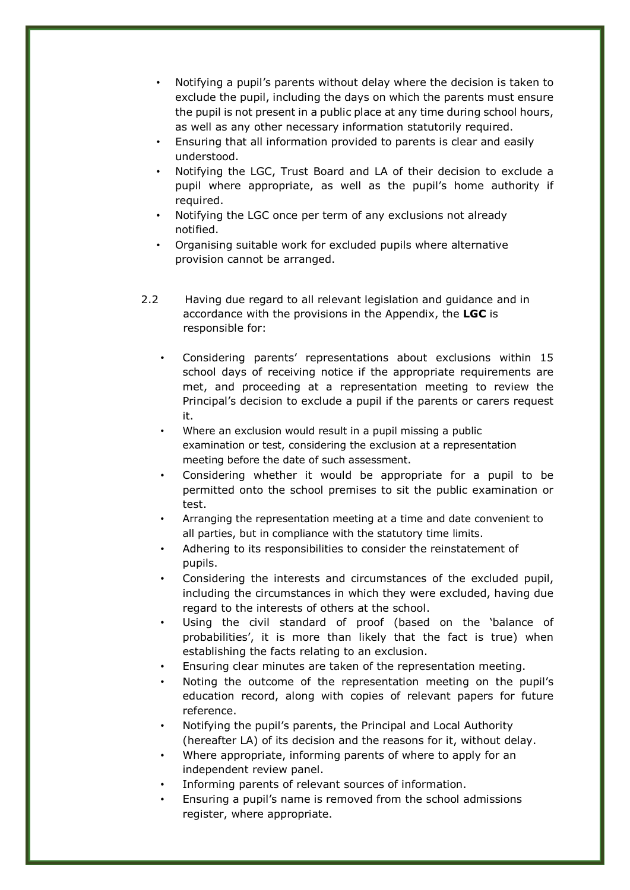- Notifying a pupil's parents without delay where the decision is taken to exclude the pupil, including the days on which the parents must ensure the pupil is not present in a public place at any time during school hours, as well as any other necessary information statutorily required.
- Ensuring that all information provided to parents is clear and easily understood.
- Notifying the LGC, Trust Board and LA of their decision to exclude a pupil where appropriate, as well as the pupil's home authority if required.
- Notifying the LGC once per term of any exclusions not already notified.
- Organising suitable work for excluded pupils where alternative provision cannot be arranged.

2.2 Having due regard to all relevant legislation and guidance and in accordance with the provisions in the Appendix, the **LGC** is responsible for:

- Considering parents' representations about exclusions within 15 school days of receiving notice if the appropriate requirements are met, and proceeding at a representation meeting to review the Principal's decision to exclude a pupil if the parents or carers request it.
- Where an exclusion would result in a pupil missing a public examination or test, considering the exclusion at a representation meeting before the date of such assessment.
- Considering whether it would be appropriate for a pupil to be permitted onto the school premises to sit the public examination or test.
- Arranging the representation meeting at a time and date convenient to all parties, but in compliance with the statutory time limits.
- Adhering to its responsibilities to consider the reinstatement of pupils.
- Considering the interests and circumstances of the excluded pupil, including the circumstances in which they were excluded, having due regard to the interests of others at the school.
- Using the civil standard of proof (based on the 'balance of probabilities', it is more than likely that the fact is true) when establishing the facts relating to an exclusion.
- Ensuring clear minutes are taken of the representation meeting.
- Noting the outcome of the representation meeting on the pupil's education record, along with copies of relevant papers for future reference.
- Notifying the pupil's parents, the Principal and Local Authority (hereafter LA) of its decision and the reasons for it, without delay.
- Where appropriate, informing parents of where to apply for an independent review panel.
- Informing parents of relevant sources of information.
- Ensuring a pupil's name is removed from the school admissions register, where appropriate.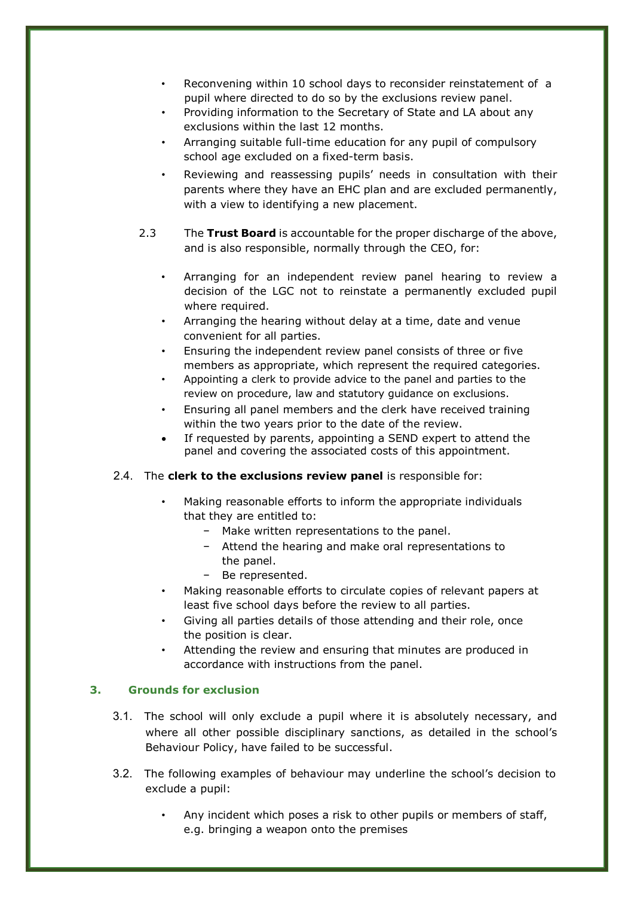- Reconvening within 10 school days to reconsider reinstatement of a pupil where directed to do so by the exclusions review panel.
- Providing information to the Secretary of State and LA about any exclusions within the last 12 months.
- Arranging suitable full-time education for any pupil of compulsory school age excluded on a fixed-term basis.
- Reviewing and reassessing pupils' needs in consultation with their parents where they have an EHC plan and are excluded permanently, with a view to identifying a new placement.

2.3 The **Trust Board** is accountable for the proper discharge of the above, and is also responsible, normally through the CEO, for:

- Arranging for an independent review panel hearing to review a decision of the LGC not to reinstate a permanently excluded pupil where required.
- Arranging the hearing without delay at a time, date and venue convenient for all parties.
- Ensuring the independent review panel consists of three or five members as appropriate, which represent the required categories.
- Appointing a clerk to provide advice to the panel and parties to the review on procedure, law and statutory guidance on exclusions.
- Ensuring all panel members and the clerk have received training within the two years prior to the date of the review.
- If requested by parents, appointing a SEND expert to attend the panel and covering the associated costs of this appointment.

2.4. The **clerk to the exclusions review panel** is responsible for:

- Making reasonable efforts to inform the appropriate individuals that they are entitled to:
  - Make written representations to the panel.
  - Attend the hearing and make oral representations to the panel.
  - Be represented.
- Making reasonable efforts to circulate copies of relevant papers at least five school days before the review to all parties.
- Giving all parties details of those attending and their role, once the position is clear.
- Attending the review and ensuring that minutes are produced in accordance with instructions from the panel.

## 3. Grounds for exclusion

3.1. The school will only exclude a pupil where it is absolutely necessary, and where all other possible disciplinary sanctions, as detailed in the school's Behaviour Policy, have failed to be successful.

3.2. The following examples of behaviour may underline the school's decision to exclude a pupil:

- Any incident which poses a risk to other pupils or members of staff, e.g. bringing a weapon onto the premises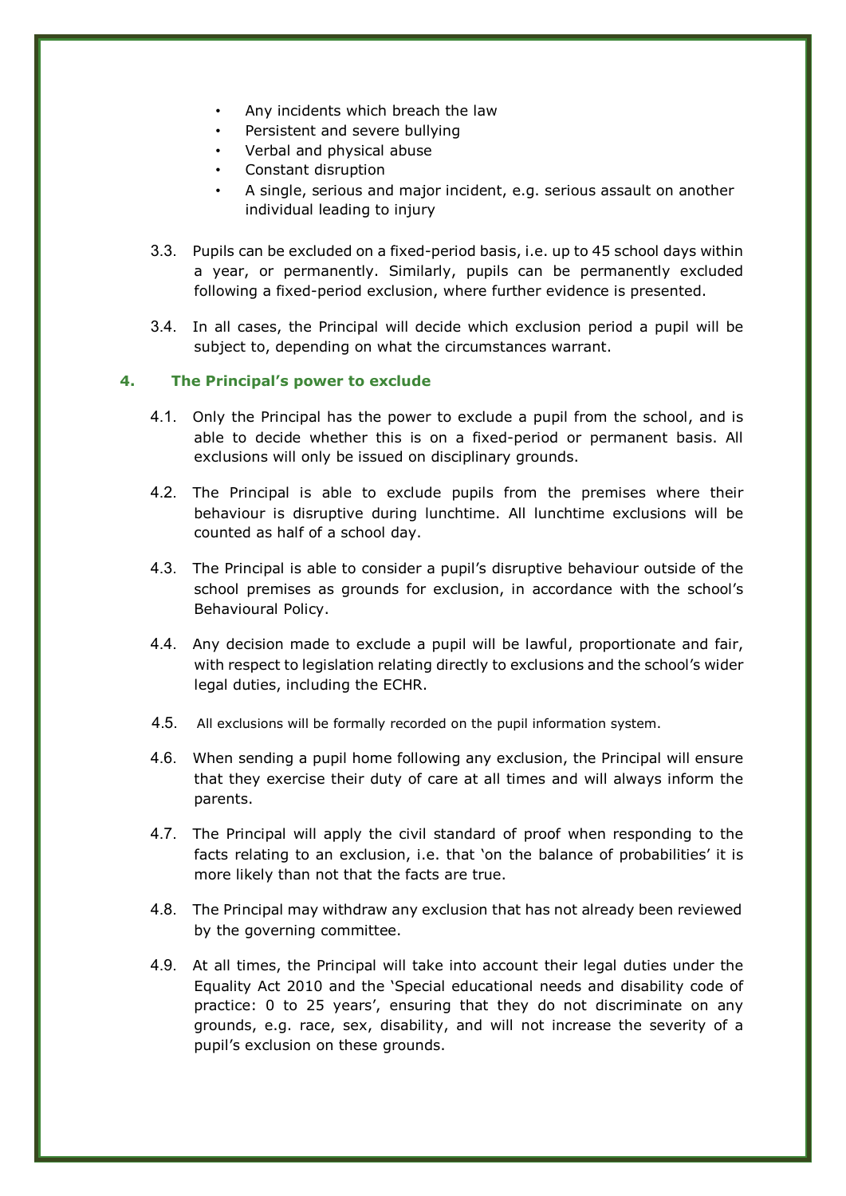- Any incidents which breach the law
- Persistent and severe bullying
- Verbal and physical abuse
- Constant disruption
- A single, serious and major incident, e.g. serious assault on another individual leading to injury

3.3. Pupils can be excluded on a fixed-period basis, i.e. up to 45 school days within a year, or permanently. Similarly, pupils can be permanently excluded following a fixed-period exclusion, where further evidence is presented.

3.4. In all cases, the Principal will decide which exclusion period a pupil will be subject to, depending on what the circumstances warrant.

## 4. The Principal's power to exclude

4.1. Only the Principal has the power to exclude a pupil from the school, and is able to decide whether this is on a fixed-period or permanent basis. All exclusions will only be issued on disciplinary grounds.

4.2. The Principal is able to exclude pupils from the premises where their behaviour is disruptive during lunchtime. All lunchtime exclusions will be counted as half of a school day.

4.3. The Principal is able to consider a pupil's disruptive behaviour outside of the school premises as grounds for exclusion, in accordance with the school's Behavioural Policy.

4.4. Any decision made to exclude a pupil will be lawful, proportionate and fair, with respect to legislation relating directly to exclusions and the school's wider legal duties, including the ECHR.

4.5. All exclusions will be formally recorded on the pupil information system.

4.6. When sending a pupil home following any exclusion, the Principal will ensure that they exercise their duty of care at all times and will always inform the parents.

4.7. The Principal will apply the civil standard of proof when responding to the facts relating to an exclusion, i.e. that 'on the balance of probabilities' it is more likely than not that the facts are true.

4.8. The Principal may withdraw any exclusion that has not already been reviewed by the governing committee.

4.9. At all times, the Principal will take into account their legal duties under the Equality Act 2010 and the 'Special educational needs and disability code of practice: 0 to 25 years', ensuring that they do not discriminate on any grounds, e.g. race, sex, disability, and will not increase the severity of a pupil's exclusion on these grounds.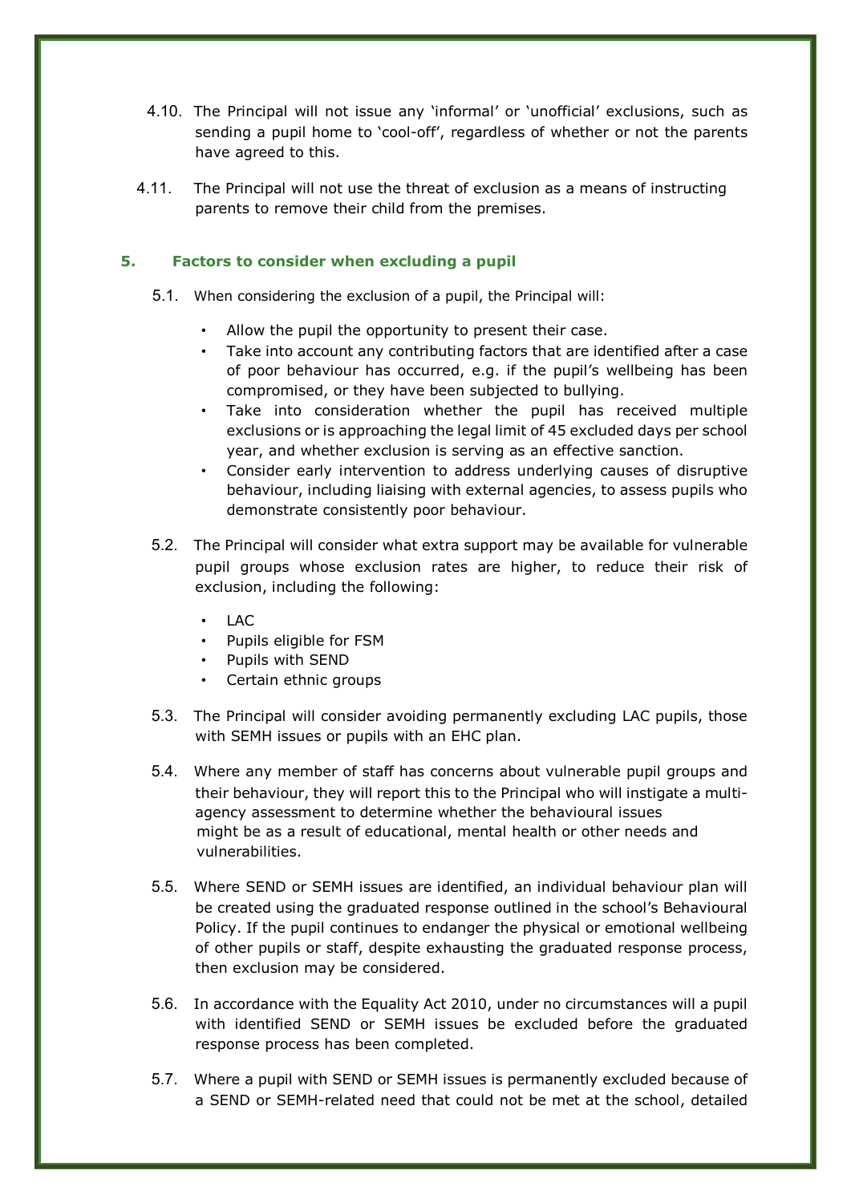4.10. The Principal will not issue any 'informal' or 'unofficial' exclusions, such as sending a pupil home to 'cool-off', regardless of whether or not the parents have agreed to this.

4.11. The Principal will not use the threat of exclusion as a means of instructing parents to remove their child from the premises.

## 5. Factors to consider when excluding a pupil

5.1. When considering the exclusion of a pupil, the Principal will:

- Allow the pupil the opportunity to present their case.
- Take into account any contributing factors that are identified after a case of poor behaviour has occurred, e.g. if the pupil's wellbeing has been compromised, or they have been subjected to bullying.
- Take into consideration whether the pupil has received multiple exclusions or is approaching the legal limit of 45 excluded days per school year, and whether exclusion is serving as an effective sanction.
- Consider early intervention to address underlying causes of disruptive behaviour, including liaising with external agencies, to assess pupils who demonstrate consistently poor behaviour.

5.2. The Principal will consider what extra support may be available for vulnerable pupil groups whose exclusion rates are higher, to reduce their risk of exclusion, including the following:

- LAC
- Pupils eligible for FSM
- Pupils with SEND
- Certain ethnic groups

5.3. The Principal will consider avoiding permanently excluding LAC pupils, those with SEMH issues or pupils with an EHC plan.

5.4. Where any member of staff has concerns about vulnerable pupil groups and their behaviour, they will report this to the Principal who will instigate a multi-agency assessment to determine whether the behavioural issues might be as a result of educational, mental health or other needs and vulnerabilities.

5.5. Where SEND or SEMH issues are identified, an individual behaviour plan will be created using the graduated response outlined in the school's Behavioural Policy. If the pupil continues to endanger the physical or emotional wellbeing of other pupils or staff, despite exhausting the graduated response process, then exclusion may be considered.

5.6. In accordance with the Equality Act 2010, under no circumstances will a pupil with identified SEND or SEMH issues be excluded before the graduated response process has been completed.

5.7. Where a pupil with SEND or SEMH issues is permanently excluded because of a SEND or SEMH-related need that could not be met at the school, detailed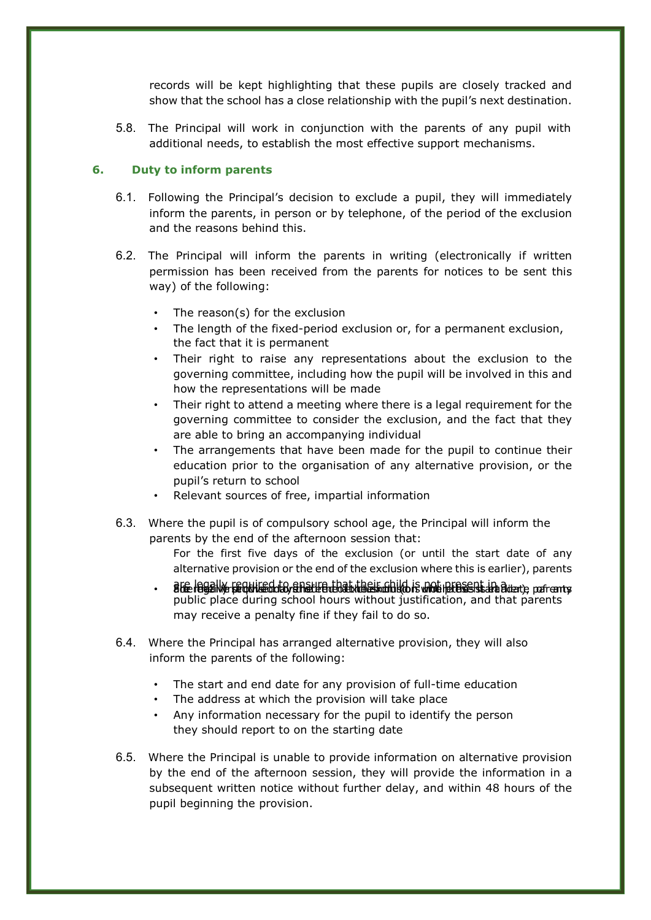records will be kept highlighting that these pupils are closely tracked and show that the school has a close relationship with the pupil's next destination.

5.8. The Principal will work in conjunction with the parents of any pupil with additional needs, to establish the most effective support mechanisms.

## 6. Duty to inform parents

6.1. Following the Principal's decision to exclude a pupil, they will immediately inform the parents, in person or by telephone, of the period of the exclusion and the reasons behind this.

6.2. The Principal will inform the parents in writing (electronically if written permission has been received from the parents for notices to be sent this way) of the following:

- The reason(s) for the exclusion
- The length of the fixed-period exclusion or, for a permanent exclusion, the fact that it is permanent
- Their right to raise any representations about the exclusion to the governing committee, including how the pupil will be involved in this and how the representations will be made
- Their right to attend a meeting where there is a legal requirement for the governing committee to consider the exclusion, and the fact that they are able to bring an accompanying individual
- The arrangements that have been made for the pupil to continue their education prior to the organisation of any alternative provision, or the pupil's return to school
- Relevant sources of free, impartial information

6.3. Where the pupil is of compulsory school age, the Principal will inform the parents by the end of the afternoon session that:

- For the first five days of the exclusion (or until the start date of any alternative provision or the end of the exclusion where this is earlier), parents are legally required to ensure that their child is not present in a public place during school hours without justification, and that parents may receive a penalty fine if they fail to do so.

6.4. Where the Principal has arranged alternative provision, they will also inform the parents of the following:

- The start and end date for any provision of full-time education
- The address at which the provision will take place
- Any information necessary for the pupil to identify the person they should report to on the starting date

6.5. Where the Principal is unable to provide information on alternative provision by the end of the afternoon session, they will provide the information in a subsequent written notice without further delay, and within 48 hours of the pupil beginning the provision.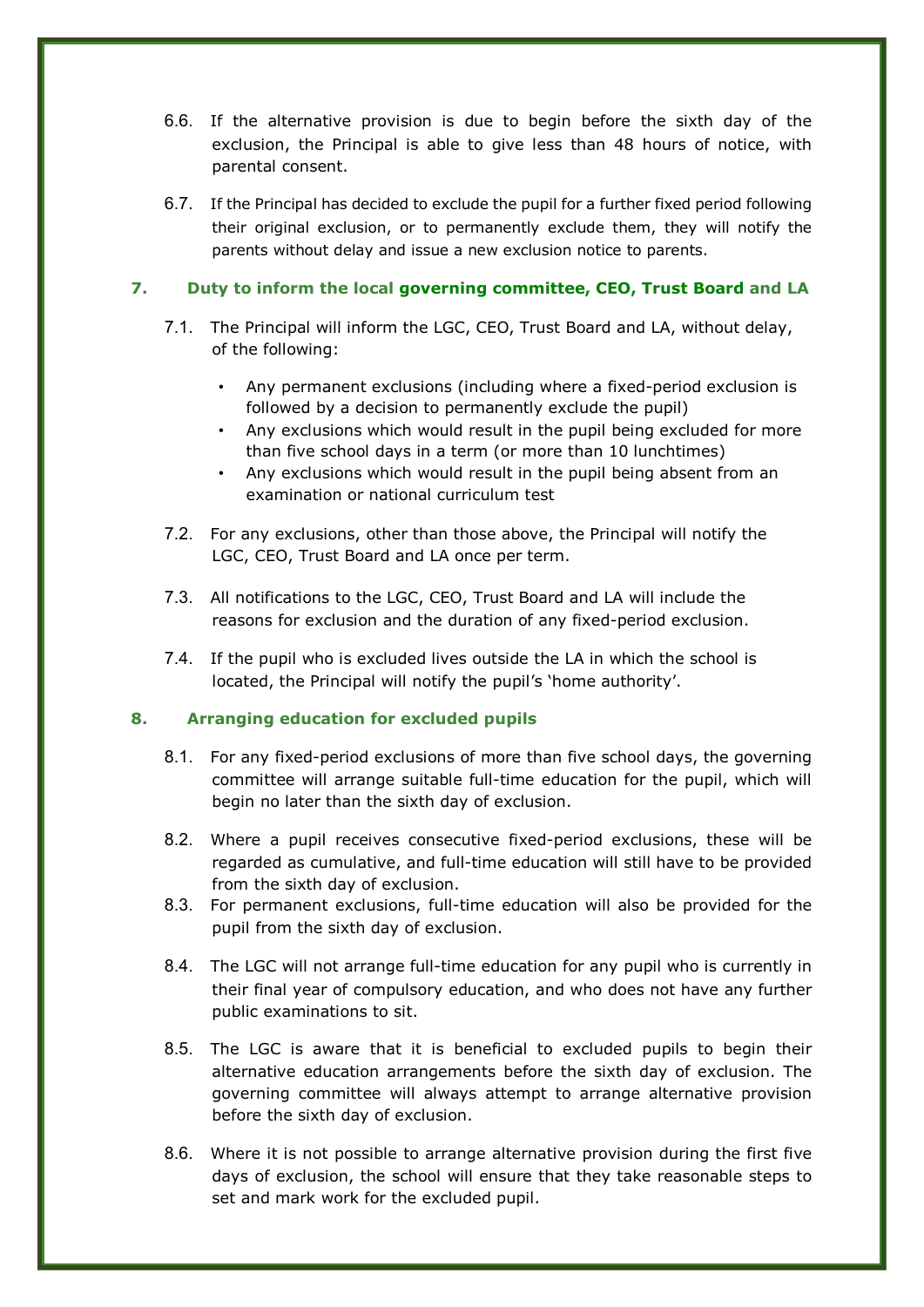6.6. If the alternative provision is due to begin before the sixth day of the exclusion, the Principal is able to give less than 48 hours of notice, with parental consent.

6.7. If the Principal has decided to exclude the pupil for a further fixed period following their original exclusion, or to permanently exclude them, they will notify the parents without delay and issue a new exclusion notice to parents.

## 7. Duty to inform the local governing committee, CEO, Trust Board and LA

7.1. The Principal will inform the LGC, CEO, Trust Board and LA, without delay, of the following:

- Any permanent exclusions (including where a fixed-period exclusion is followed by a decision to permanently exclude the pupil)
- Any exclusions which would result in the pupil being excluded for more than five school days in a term (or more than 10 lunchtimes)
- Any exclusions which would result in the pupil being absent from an examination or national curriculum test

7.2. For any exclusions, other than those above, the Principal will notify the LGC, CEO, Trust Board and LA once per term.

7.3. All notifications to the LGC, CEO, Trust Board and LA will include the reasons for exclusion and the duration of any fixed-period exclusion.

7.4. If the pupil who is excluded lives outside the LA in which the school is located, the Principal will notify the pupil's 'home authority'.

## 8. Arranging education for excluded pupils

8.1. For any fixed-period exclusions of more than five school days, the governing committee will arrange suitable full-time education for the pupil, which will begin no later than the sixth day of exclusion.

8.2. Where a pupil receives consecutive fixed-period exclusions, these will be regarded as cumulative, and full-time education will still have to be provided from the sixth day of exclusion.

8.3. For permanent exclusions, full-time education will also be provided for the pupil from the sixth day of exclusion.

8.4. The LGC will not arrange full-time education for any pupil who is currently in their final year of compulsory education, and who does not have any further public examinations to sit.

8.5. The LGC is aware that it is beneficial to excluded pupils to begin their alternative education arrangements before the sixth day of exclusion. The governing committee will always attempt to arrange alternative provision before the sixth day of exclusion.

8.6. Where it is not possible to arrange alternative provision during the first five days of exclusion, the school will ensure that they take reasonable steps to set and mark work for the excluded pupil.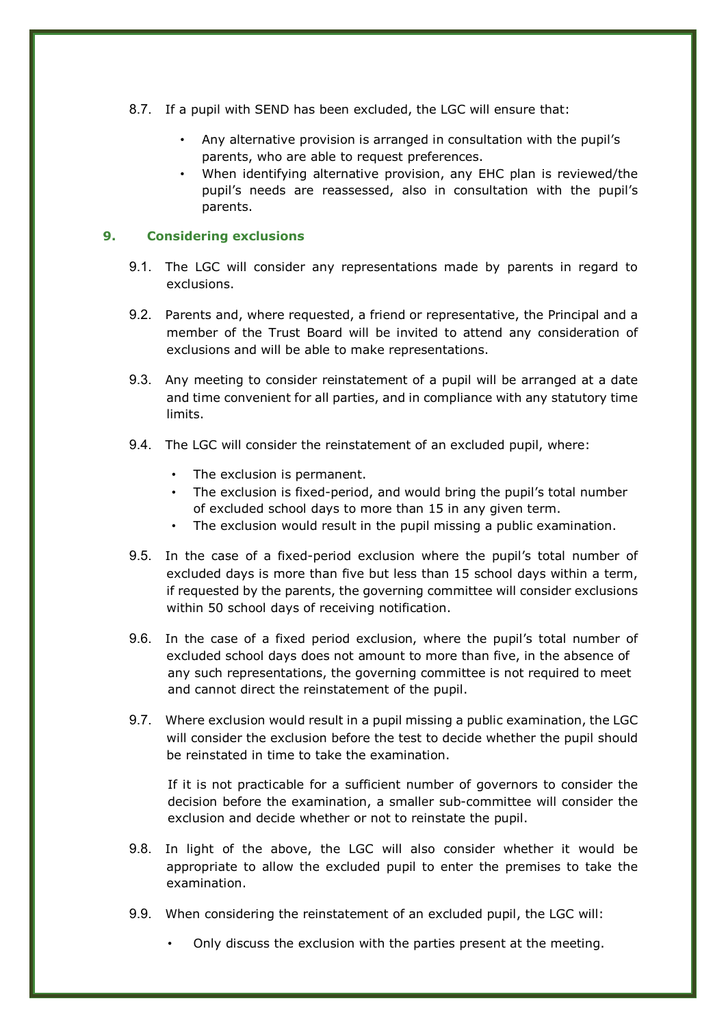8.7. If a pupil with SEND has been excluded, the LGC will ensure that:

- Any alternative provision is arranged in consultation with the pupil's parents, who are able to request preferences.
- When identifying alternative provision, any EHC plan is reviewed/the pupil's needs are reassessed, also in consultation with the pupil's parents.

## 9. Considering exclusions

9.1. The LGC will consider any representations made by parents in regard to exclusions.

9.2. Parents and, where requested, a friend or representative, the Principal and a member of the Trust Board will be invited to attend any consideration of exclusions and will be able to make representations.

9.3. Any meeting to consider reinstatement of a pupil will be arranged at a date and time convenient for all parties, and in compliance with any statutory time limits.

9.4. The LGC will consider the reinstatement of an excluded pupil, where:

- The exclusion is permanent.
- The exclusion is fixed-period, and would bring the pupil's total number of excluded school days to more than 15 in any given term.
- The exclusion would result in the pupil missing a public examination.

9.5. In the case of a fixed-period exclusion where the pupil's total number of excluded days is more than five but less than 15 school days within a term, if requested by the parents, the governing committee will consider exclusions within 50 school days of receiving notification.

9.6. In the case of a fixed period exclusion, where the pupil's total number of excluded school days does not amount to more than five, in the absence of any such representations, the governing committee is not required to meet and cannot direct the reinstatement of the pupil.

9.7. Where exclusion would result in a pupil missing a public examination, the LGC will consider the exclusion before the test to decide whether the pupil should be reinstated in time to take the examination.

If it is not practicable for a sufficient number of governors to consider the decision before the examination, a smaller sub-committee will consider the exclusion and decide whether or not to reinstate the pupil.

9.8. In light of the above, the LGC will also consider whether it would be appropriate to allow the excluded pupil to enter the premises to take the examination.

9.9. When considering the reinstatement of an excluded pupil, the LGC will:

- Only discuss the exclusion with the parties present at the meeting.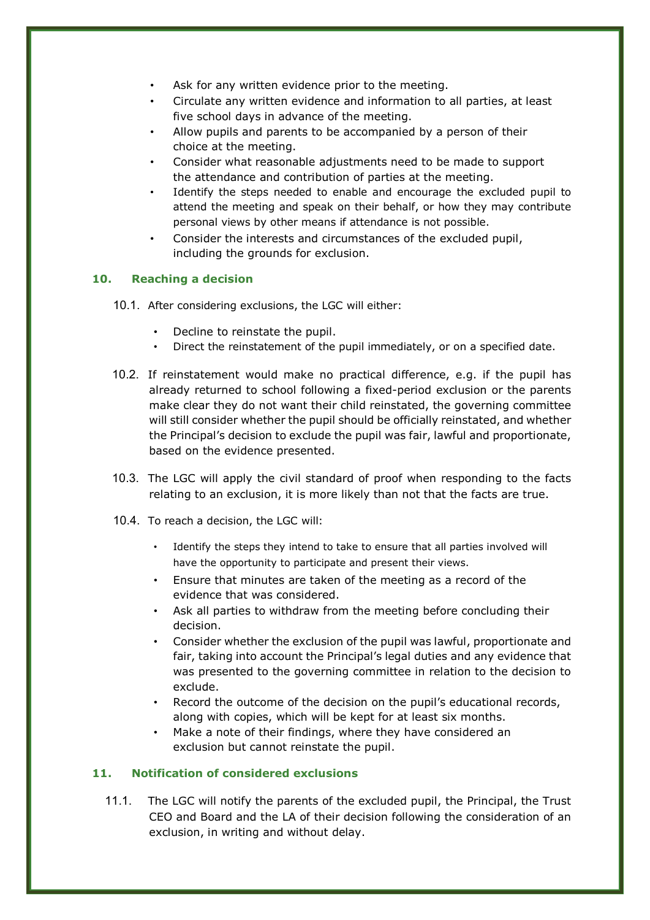- Ask for any written evidence prior to the meeting.
- Circulate any written evidence and information to all parties, at least five school days in advance of the meeting.
- Allow pupils and parents to be accompanied by a person of their choice at the meeting.
- Consider what reasonable adjustments need to be made to support the attendance and contribution of parties at the meeting.
- Identify the steps needed to enable and encourage the excluded pupil to attend the meeting and speak on their behalf, or how they may contribute personal views by other means if attendance is not possible.
- Consider the interests and circumstances of the excluded pupil, including the grounds for exclusion.

## 10. Reaching a decision

10.1. After considering exclusions, the LGC will either:

- Decline to reinstate the pupil.
- Direct the reinstatement of the pupil immediately, or on a specified date.

10.2. If reinstatement would make no practical difference, e.g. if the pupil has already returned to school following a fixed-period exclusion or the parents make clear they do not want their child reinstated, the governing committee will still consider whether the pupil should be officially reinstated, and whether the Principal's decision to exclude the pupil was fair, lawful and proportionate, based on the evidence presented.

10.3. The LGC will apply the civil standard of proof when responding to the facts relating to an exclusion, it is more likely than not that the facts are true.

10.4. To reach a decision, the LGC will:

- Identify the steps they intend to take to ensure that all parties involved will have the opportunity to participate and present their views.
- Ensure that minutes are taken of the meeting as a record of the evidence that was considered.
- Ask all parties to withdraw from the meeting before concluding their decision.
- Consider whether the exclusion of the pupil was lawful, proportionate and fair, taking into account the Principal's legal duties and any evidence that was presented to the governing committee in relation to the decision to exclude.
- Record the outcome of the decision on the pupil's educational records, along with copies, which will be kept for at least six months.
- Make a note of their findings, where they have considered an exclusion but cannot reinstate the pupil.

## 11. Notification of considered exclusions

11.1. The LGC will notify the parents of the excluded pupil, the Principal, the Trust CEO and Board and the LA of their decision following the consideration of an exclusion, in writing and without delay.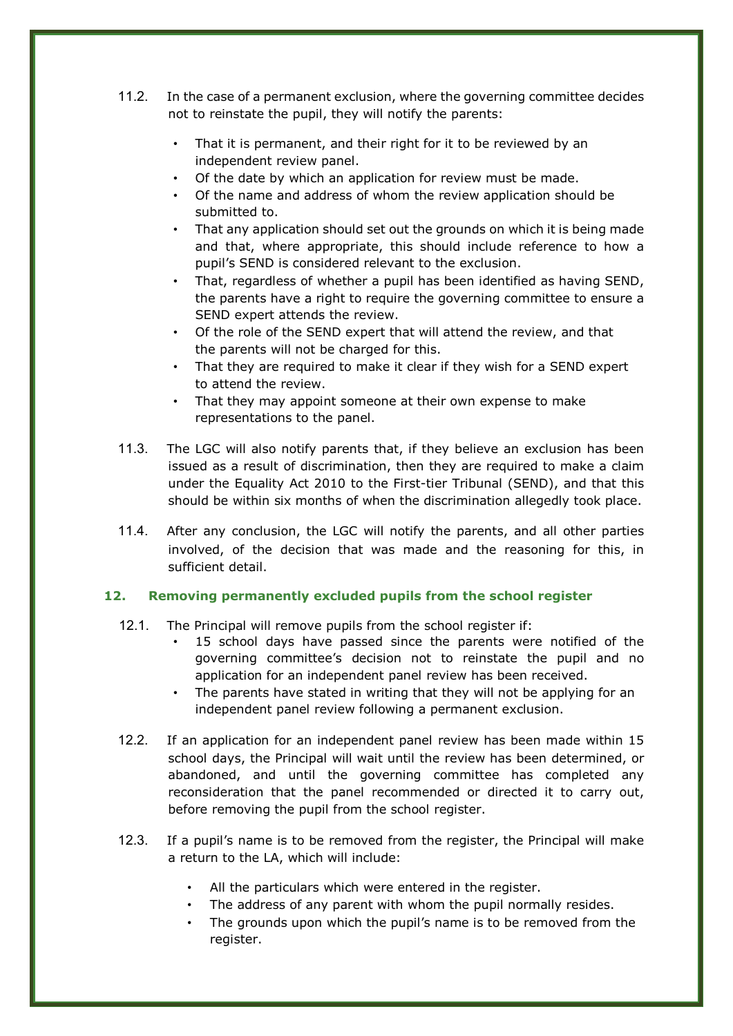11.2. In the case of a permanent exclusion, where the governing committee decides not to reinstate the pupil, they will notify the parents:

- That it is permanent, and their right for it to be reviewed by an independent review panel.
- Of the date by which an application for review must be made.
- Of the name and address of whom the review application should be submitted to.
- That any application should set out the grounds on which it is being made and that, where appropriate, this should include reference to how a pupil's SEND is considered relevant to the exclusion.
- That, regardless of whether a pupil has been identified as having SEND, the parents have a right to require the governing committee to ensure a SEND expert attends the review.
- Of the role of the SEND expert that will attend the review, and that the parents will not be charged for this.
- That they are required to make it clear if they wish for a SEND expert to attend the review.
- That they may appoint someone at their own expense to make representations to the panel.

11.3. The LGC will also notify parents that, if they believe an exclusion has been issued as a result of discrimination, then they are required to make a claim under the Equality Act 2010 to the First-tier Tribunal (SEND), and that this should be within six months of when the discrimination allegedly took place.

11.4. After any conclusion, the LGC will notify the parents, and all other parties involved, of the decision that was made and the reasoning for this, in sufficient detail.

## 12. Removing permanently excluded pupils from the school register

12.1. The Principal will remove pupils from the school register if:

- 15 school days have passed since the parents were notified of the governing committee's decision not to reinstate the pupil and no application for an independent panel review has been received.
- The parents have stated in writing that they will not be applying for an independent panel review following a permanent exclusion.

12.2. If an application for an independent panel review has been made within 15 school days, the Principal will wait until the review has been determined, or abandoned, and until the governing committee has completed any reconsideration that the panel recommended or directed it to carry out, before removing the pupil from the school register.

12.3. If a pupil's name is to be removed from the register, the Principal will make a return to the LA, which will include:

- All the particulars which were entered in the register.
- The address of any parent with whom the pupil normally resides.
- The grounds upon which the pupil's name is to be removed from the register.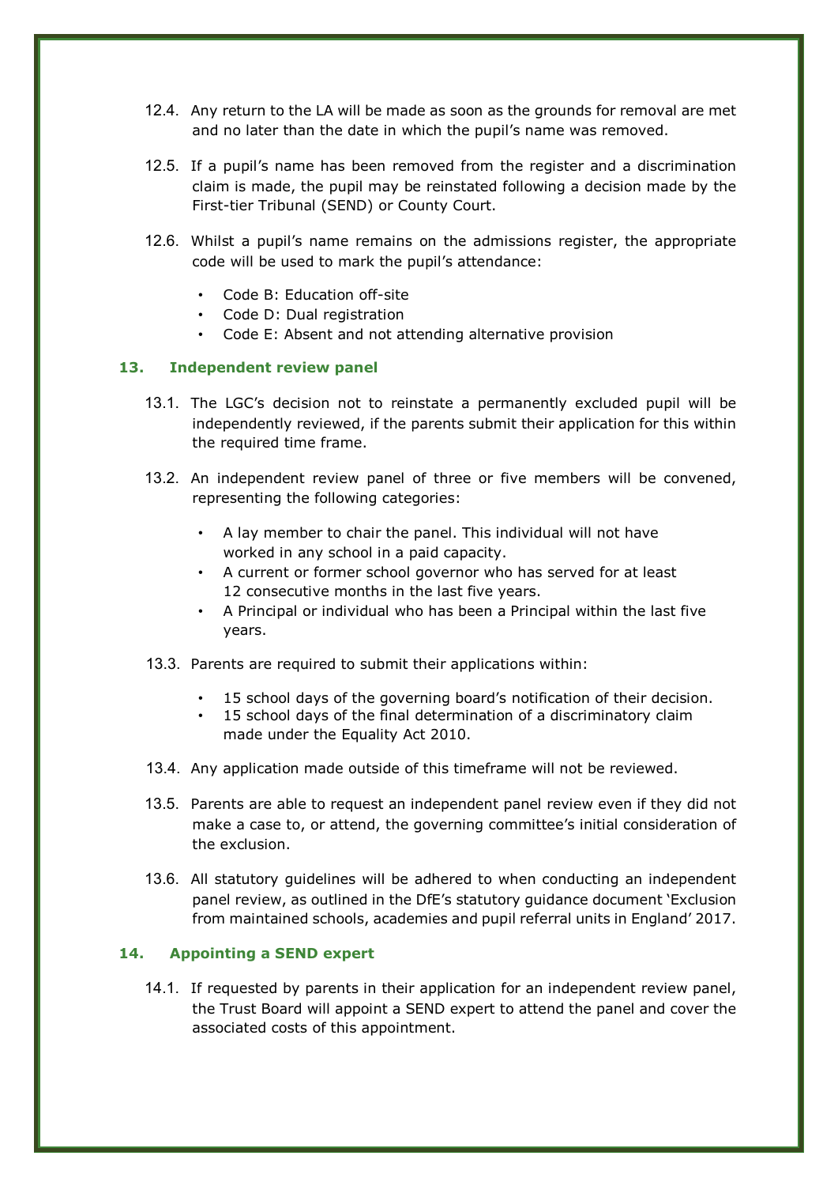12.4. Any return to the LA will be made as soon as the grounds for removal are met and no later than the date in which the pupil's name was removed.

12.5. If a pupil's name has been removed from the register and a discrimination claim is made, the pupil may be reinstated following a decision made by the First-tier Tribunal (SEND) or County Court.

12.6. Whilst a pupil's name remains on the admissions register, the appropriate code will be used to mark the pupil's attendance:

- Code B: Education off-site
- Code D: Dual registration
- Code E: Absent and not attending alternative provision

## 13. Independent review panel

13.1. The LGC's decision not to reinstate a permanently excluded pupil will be independently reviewed, if the parents submit their application for this within the required time frame.

13.2. An independent review panel of three or five members will be convened, representing the following categories:

- A lay member to chair the panel. This individual will not have worked in any school in a paid capacity.
- A current or former school governor who has served for at least 12 consecutive months in the last five years.
- A Principal or individual who has been a Principal within the last five years.

13.3. Parents are required to submit their applications within:

- 15 school days of the governing board's notification of their decision.
- 15 school days of the final determination of a discriminatory claim made under the Equality Act 2010.

13.4. Any application made outside of this timeframe will not be reviewed.

13.5. Parents are able to request an independent panel review even if they did not make a case to, or attend, the governing committee's initial consideration of the exclusion.

13.6. All statutory guidelines will be adhered to when conducting an independent panel review, as outlined in the DfE's statutory guidance document 'Exclusion from maintained schools, academies and pupil referral units in England' 2017.

## 14. Appointing a SEND expert

14.1. If requested by parents in their application for an independent review panel, the Trust Board will appoint a SEND expert to attend the panel and cover the associated costs of this appointment.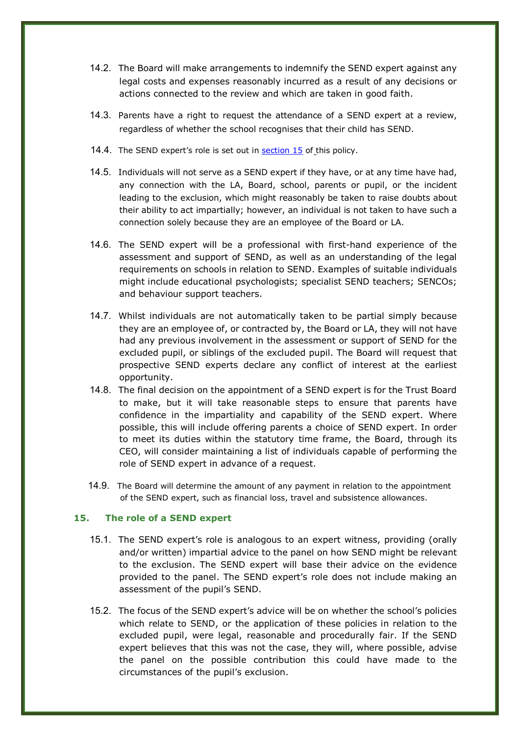14.2. The Board will make arrangements to indemnify the SEND expert against any legal costs and expenses reasonably incurred as a result of any decisions or actions connected to the review and which are taken in good faith.

14.3. Parents have a right to request the attendance of a SEND expert at a review, regardless of whether the school recognises that their child has SEND.

14.4. The SEND expert's role is set out in section 15 of this policy.

14.5. Individuals will not serve as a SEND expert if they have, or at any time have had, any connection with the LA, Board, school, parents or pupil, or the incident leading to the exclusion, which might reasonably be taken to raise doubts about their ability to act impartially; however, an individual is not taken to have such a connection solely because they are an employee of the Board or LA.

14.6. The SEND expert will be a professional with first-hand experience of the assessment and support of SEND, as well as an understanding of the legal requirements on schools in relation to SEND. Examples of suitable individuals might include educational psychologists; specialist SEND teachers; SENCOs; and behaviour support teachers.

14.7. Whilst individuals are not automatically taken to be partial simply because they are an employee of, or contracted by, the Board or LA, they will not have had any previous involvement in the assessment or support of SEND for the excluded pupil, or siblings of the excluded pupil. The Board will request that prospective SEND experts declare any conflict of interest at the earliest opportunity.

14.8. The final decision on the appointment of a SEND expert is for the Trust Board to make, but it will take reasonable steps to ensure that parents have confidence in the impartiality and capability of the SEND expert. Where possible, this will include offering parents a choice of SEND expert. In order to meet its duties within the statutory time frame, the Board, through its CEO, will consider maintaining a list of individuals capable of performing the role of SEND expert in advance of a request.

14.9. The Board will determine the amount of any payment in relation to the appointment of the SEND expert, such as financial loss, travel and subsistence allowances.

## 15. The role of a SEND expert

15.1. The SEND expert's role is analogous to an expert witness, providing (orally and/or written) impartial advice to the panel on how SEND might be relevant to the exclusion. The SEND expert will base their advice on the evidence provided to the panel. The SEND expert's role does not include making an assessment of the pupil's SEND.

15.2. The focus of the SEND expert's advice will be on whether the school's policies which relate to SEND, or the application of these policies in relation to the excluded pupil, were legal, reasonable and procedurally fair. If the SEND expert believes that this was not the case, they will, where possible, advise the panel on the possible contribution this could have made to the circumstances of the pupil's exclusion.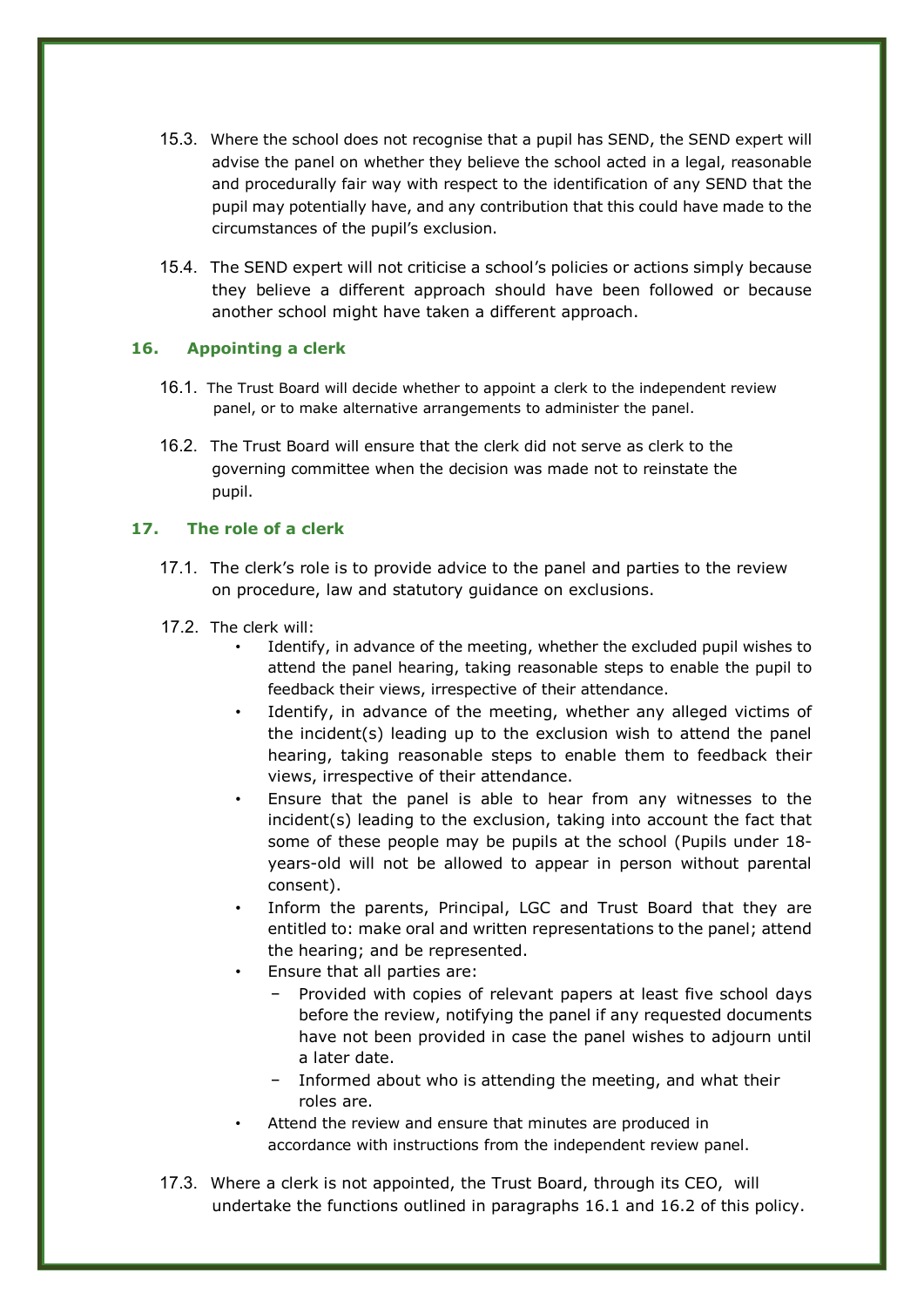15.3. Where the school does not recognise that a pupil has SEND, the SEND expert will advise the panel on whether they believe the school acted in a legal, reasonable and procedurally fair way with respect to the identification of any SEND that the pupil may potentially have, and any contribution that this could have made to the circumstances of the pupil's exclusion.

15.4. The SEND expert will not criticise a school's policies or actions simply because they believe a different approach should have been followed or because another school might have taken a different approach.

## 16. Appointing a clerk

16.1. The Trust Board will decide whether to appoint a clerk to the independent review panel, or to make alternative arrangements to administer the panel.

16.2. The Trust Board will ensure that the clerk did not serve as clerk to the governing committee when the decision was made not to reinstate the pupil.

## 17. The role of a clerk

17.1. The clerk's role is to provide advice to the panel and parties to the review on procedure, law and statutory guidance on exclusions.

17.2. The clerk will:

- Identify, in advance of the meeting, whether the excluded pupil wishes to attend the panel hearing, taking reasonable steps to enable the pupil to feedback their views, irrespective of their attendance.
- Identify, in advance of the meeting, whether any alleged victims of the incident(s) leading up to the exclusion wish to attend the panel hearing, taking reasonable steps to enable them to feedback their views, irrespective of their attendance.
- Ensure that the panel is able to hear from any witnesses to the incident(s) leading to the exclusion, taking into account the fact that some of these people may be pupils at the school (Pupils under 18-years-old will not be allowed to appear in person without parental consent).
- Inform the parents, Principal, LGC and Trust Board that they are entitled to: make oral and written representations to the panel; attend the hearing; and be represented.
- Ensure that all parties are:
  - Provided with copies of relevant papers at least five school days before the review, notifying the panel if any requested documents have not been provided in case the panel wishes to adjourn until a later date.
  - Informed about who is attending the meeting, and what their roles are.
- Attend the review and ensure that minutes are produced in accordance with instructions from the independent review panel.

17.3. Where a clerk is not appointed, the Trust Board, through its CEO, will undertake the functions outlined in paragraphs 16.1 and 16.2 of this policy.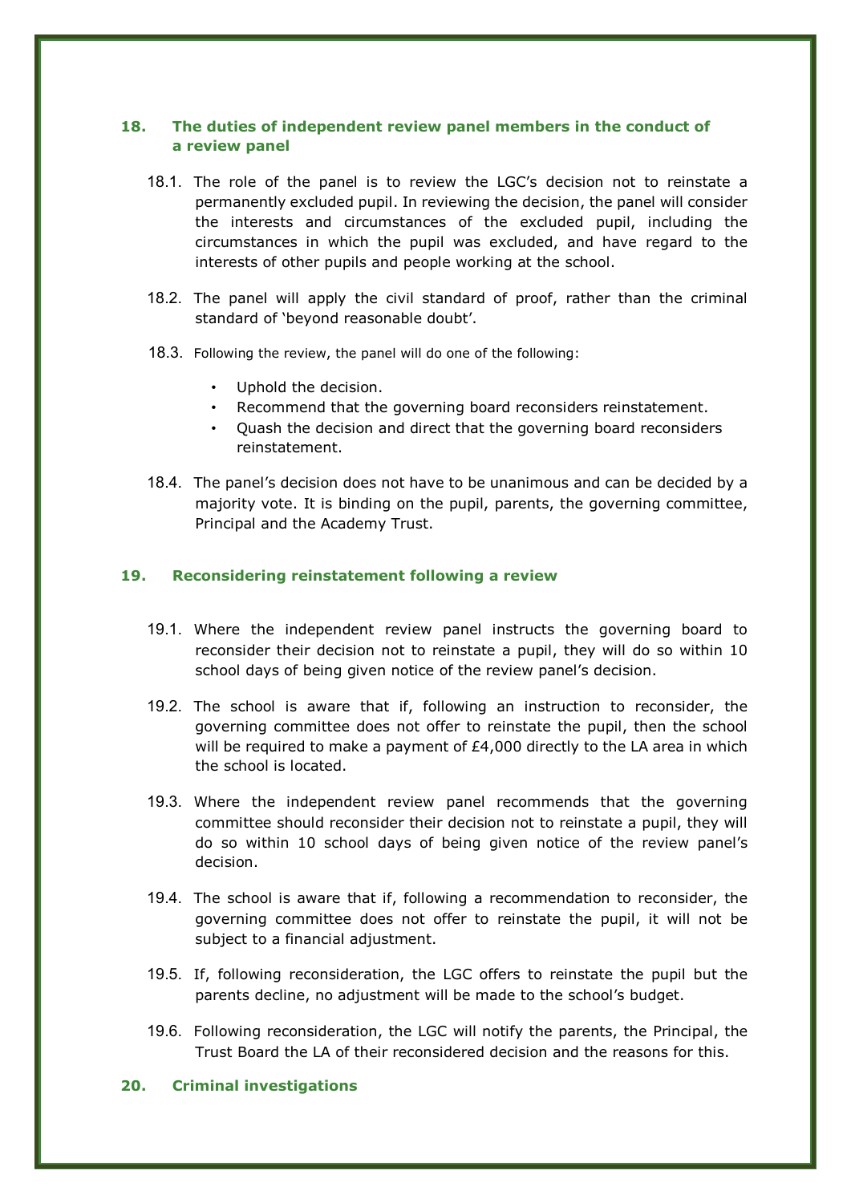## 18. The duties of independent review panel members in the conduct of a review panel

18.1. The role of the panel is to review the LGC's decision not to reinstate a permanently excluded pupil. In reviewing the decision, the panel will consider the interests and circumstances of the excluded pupil, including the circumstances in which the pupil was excluded, and have regard to the interests of other pupils and people working at the school.

18.2. The panel will apply the civil standard of proof, rather than the criminal standard of 'beyond reasonable doubt'.

18.3. Following the review, the panel will do one of the following:

- Uphold the decision.
- Recommend that the governing board reconsiders reinstatement.
- Quash the decision and direct that the governing board reconsiders reinstatement.

18.4. The panel's decision does not have to be unanimous and can be decided by a majority vote. It is binding on the pupil, parents, the governing committee, Principal and the Academy Trust.

## 19. Reconsidering reinstatement following a review

19.1. Where the independent review panel instructs the governing board to reconsider their decision not to reinstate a pupil, they will do so within 10 school days of being given notice of the review panel's decision.

19.2. The school is aware that if, following an instruction to reconsider, the governing committee does not offer to reinstate the pupil, then the school will be required to make a payment of £4,000 directly to the LA area in which the school is located.

19.3. Where the independent review panel recommends that the governing committee should reconsider their decision not to reinstate a pupil, they will do so within 10 school days of being given notice of the review panel's decision.

19.4. The school is aware that if, following a recommendation to reconsider, the governing committee does not offer to reinstate the pupil, it will not be subject to a financial adjustment.

19.5. If, following reconsideration, the LGC offers to reinstate the pupil but the parents decline, no adjustment will be made to the school's budget.

19.6. Following reconsideration, the LGC will notify the parents, the Principal, the Trust Board the LA of their reconsidered decision and the reasons for this.

## 20. Criminal investigations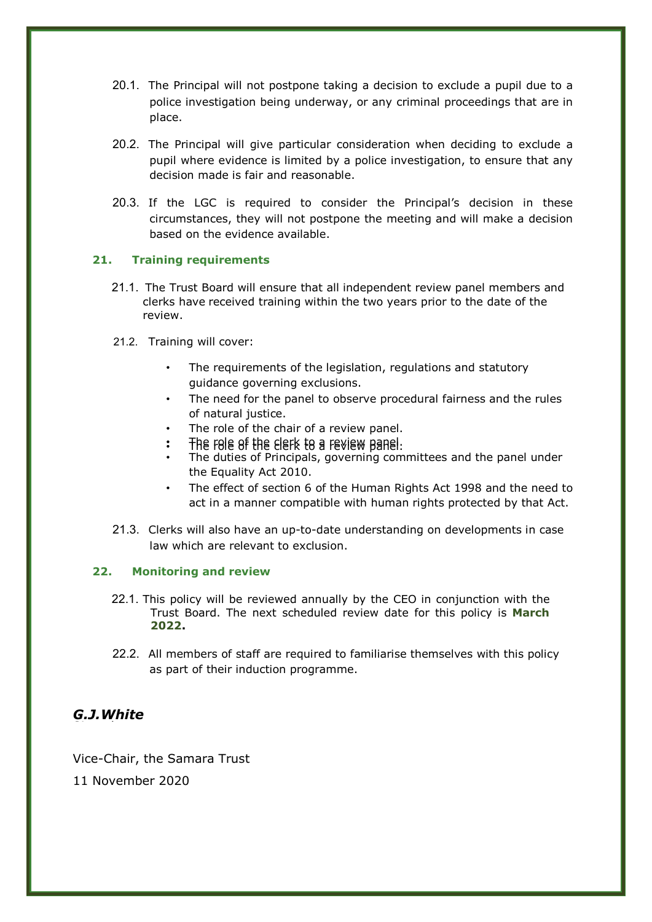20.1. The Principal will not postpone taking a decision to exclude a pupil due to a police investigation being underway, or any criminal proceedings that are in place.

20.2. The Principal will give particular consideration when deciding to exclude a pupil where evidence is limited by a police investigation, to ensure that any decision made is fair and reasonable.

20.3. If the LGC is required to consider the Principal's decision in these circumstances, they will not postpone the meeting and will make a decision based on the evidence available.

## 21. Training requirements

21.1. The Trust Board will ensure that all independent review panel members and clerks have received training within the two years prior to the date of the review.

21.2. Training will cover:

- The requirements of the legislation, regulations and statutory guidance governing exclusions.
- The need for the panel to observe procedural fairness and the rules of natural justice.
- The role of the chair of a review panel.
- The role of the clerk to a review panel.
- The duties of Principals, governing committees and the panel under the Equality Act 2010.
- The effect of section 6 of the Human Rights Act 1998 and the need to act in a manner compatible with human rights protected by that Act.

21.3. Clerks will also have an up-to-date understanding on developments in case law which are relevant to exclusion.

## 22. Monitoring and review

22.1. This policy will be reviewed annually by the CEO in conjunction with the Trust Board. The next scheduled review date for this policy is **March 2022.**

22.2. All members of staff are required to familiarise themselves with this policy as part of their induction programme.

***G.J.White***

Vice-Chair, the Samara Trust

11 November 2020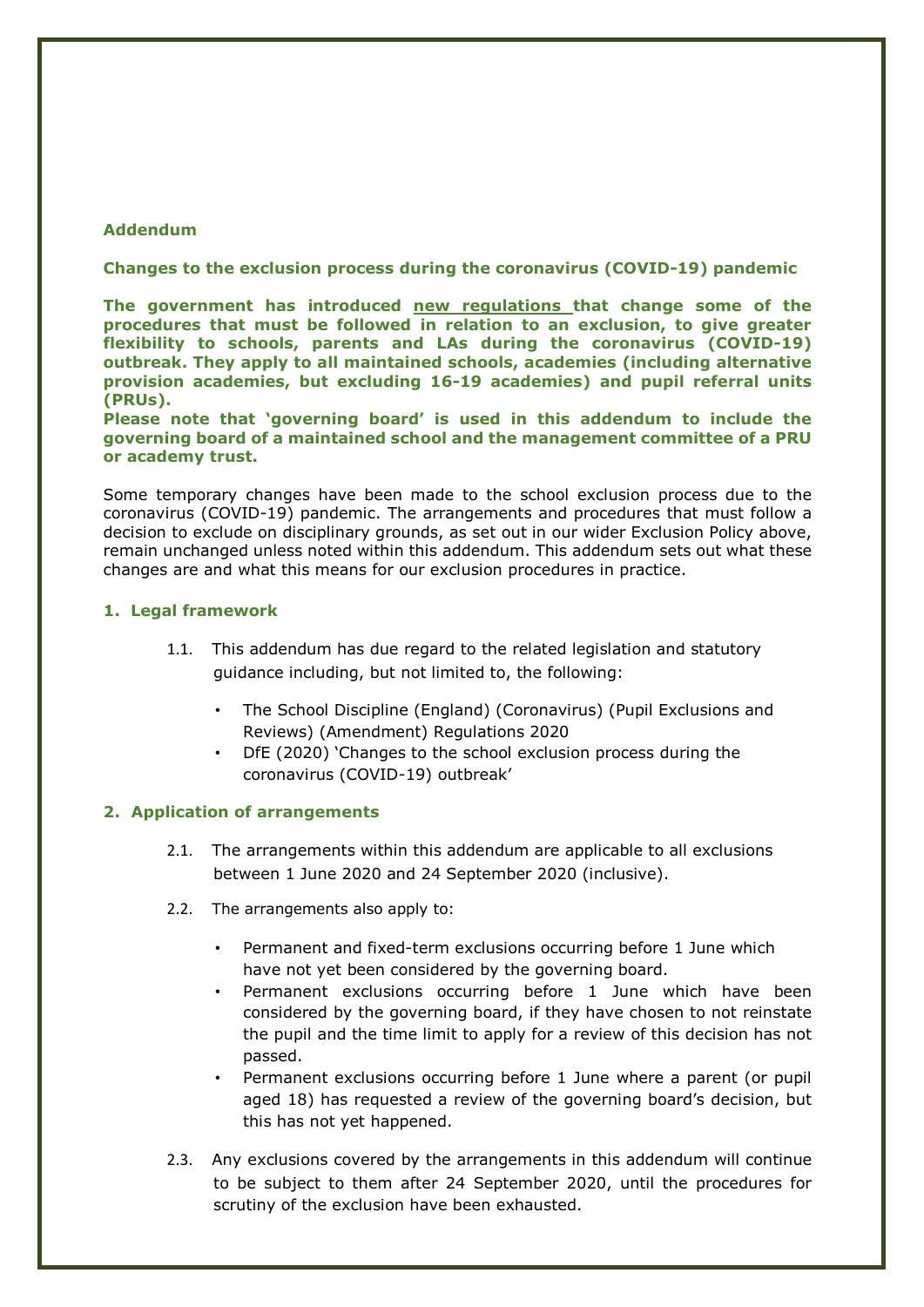**Addendum**

**Changes to the exclusion process during the coronavirus (COVID-19) pandemic**

**The government has introduced new regulations that change some of the procedures that must be followed in relation to an exclusion, to give greater flexibility to schools, parents and LAs during the coronavirus (COVID-19) outbreak. They apply to all maintained schools, academies (including alternative provision academies, but excluding 16-19 academies) and pupil referral units (PRUs).**

**Please note that 'governing board' is used in this addendum to include the governing board of a maintained school and the management committee of a PRU or academy trust.**

Some temporary changes have been made to the school exclusion process due to the coronavirus (COVID-19) pandemic. The arrangements and procedures that must follow a decision to exclude on disciplinary grounds, as set out in our wider Exclusion Policy above, remain unchanged unless noted within this addendum. This addendum sets out what these changes are and what this means for our exclusion procedures in practice.

## 1. Legal framework

1.1. This addendum has due regard to the related legislation and statutory guidance including, but not limited to, the following:

- The School Discipline (England) (Coronavirus) (Pupil Exclusions and Reviews) (Amendment) Regulations 2020
- DfE (2020) 'Changes to the school exclusion process during the coronavirus (COVID-19) outbreak'

## 2. Application of arrangements

2.1. The arrangements within this addendum are applicable to all exclusions between 1 June 2020 and 24 September 2020 (inclusive).

2.2. The arrangements also apply to:

- Permanent and fixed-term exclusions occurring before 1 June which have not yet been considered by the governing board.
- Permanent exclusions occurring before 1 June which have been considered by the governing board, if they have chosen to not reinstate the pupil and the time limit to apply for a review of this decision has not passed.
- Permanent exclusions occurring before 1 June where a parent (or pupil aged 18) has requested a review of the governing board's decision, but this has not yet happened.

2.3. Any exclusions covered by the arrangements in this addendum will continue to be subject to them after 24 September 2020, until the procedures for scrutiny of the exclusion have been exhausted.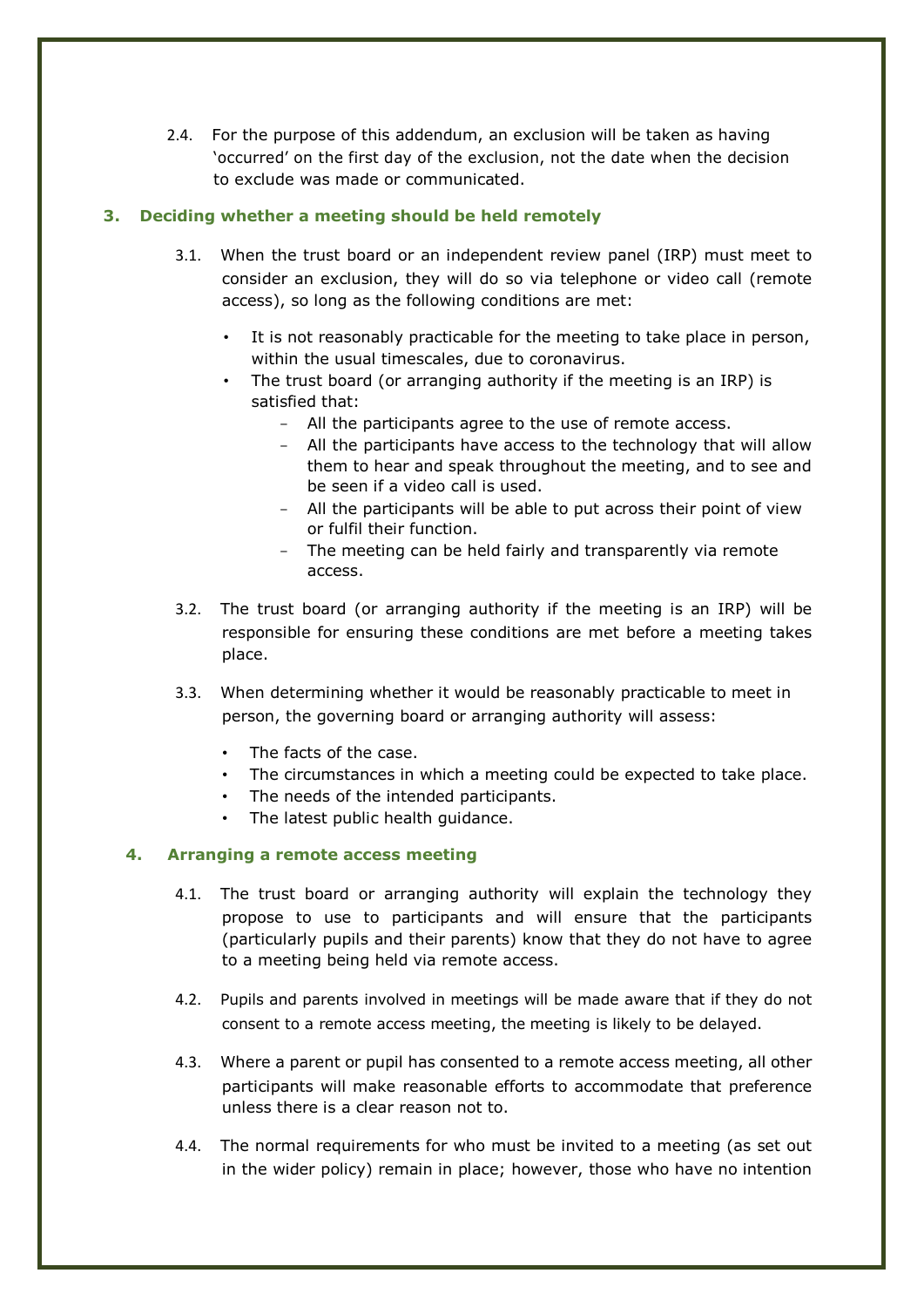2.4. For the purpose of this addendum, an exclusion will be taken as having ‘occurred’ on the first day of the exclusion, not the date when the decision to exclude was made or communicated.

## 3. Deciding whether a meeting should be held remotely

3.1. When the trust board or an independent review panel (IRP) must meet to consider an exclusion, they will do so via telephone or video call (remote access), so long as the following conditions are met:

- It is not reasonably practicable for the meeting to take place in person, within the usual timescales, due to coronavirus.
- The trust board (or arranging authority if the meeting is an IRP) is satisfied that:
  - All the participants agree to the use of remote access.
  - All the participants have access to the technology that will allow them to hear and speak throughout the meeting, and to see and be seen if a video call is used.
  - All the participants will be able to put across their point of view or fulfil their function.
  - The meeting can be held fairly and transparently via remote access.

3.2. The trust board (or arranging authority if the meeting is an IRP) will be responsible for ensuring these conditions are met before a meeting takes place.

3.3. When determining whether it would be reasonably practicable to meet in person, the governing board or arranging authority will assess:

- The facts of the case.
- The circumstances in which a meeting could be expected to take place.
- The needs of the intended participants.
- The latest public health guidance.

## 4. Arranging a remote access meeting

4.1. The trust board or arranging authority will explain the technology they propose to use to participants and will ensure that the participants (particularly pupils and their parents) know that they do not have to agree to a meeting being held via remote access.

4.2. Pupils and parents involved in meetings will be made aware that if they do not consent to a remote access meeting, the meeting is likely to be delayed.

4.3. Where a parent or pupil has consented to a remote access meeting, all other participants will make reasonable efforts to accommodate that preference unless there is a clear reason not to.

4.4. The normal requirements for who must be invited to a meeting (as set out in the wider policy) remain in place; however, those who have no intention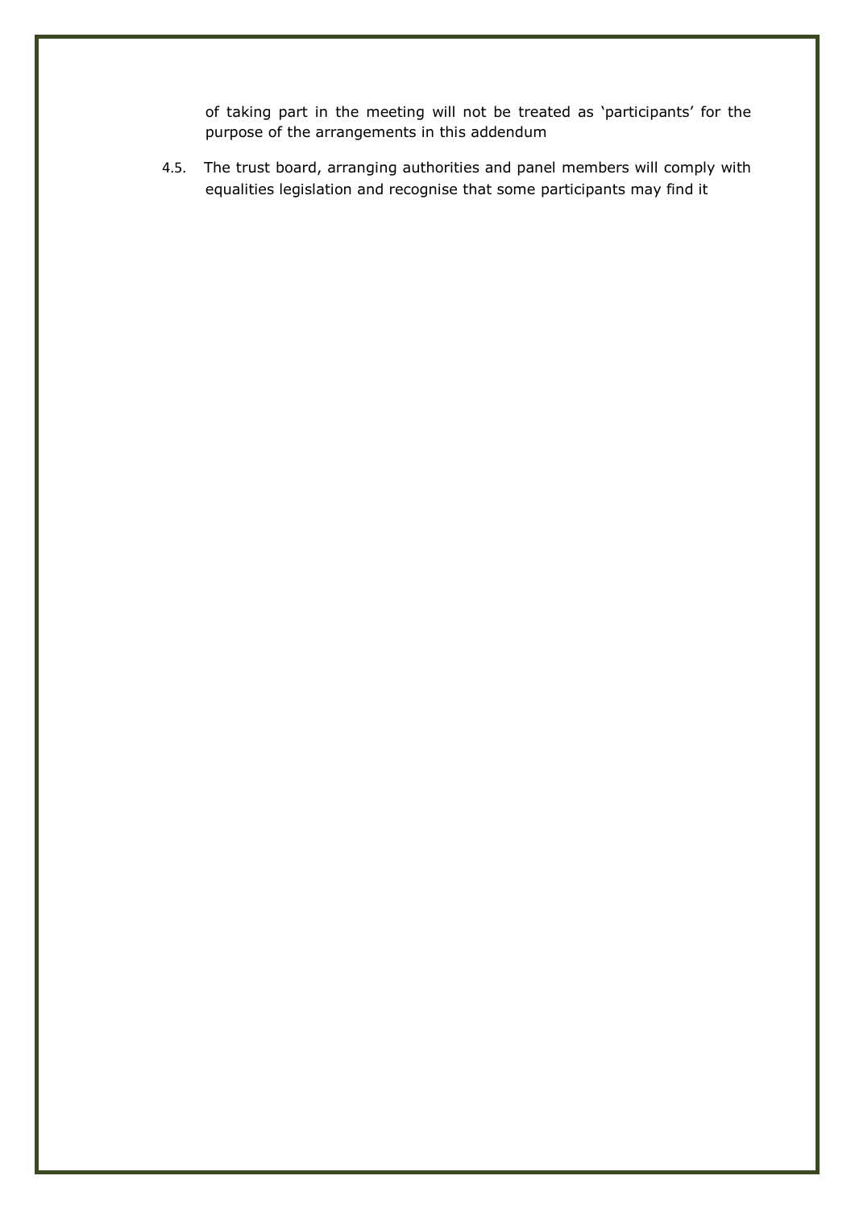of taking part in the meeting will not be treated as 'participants' for the purpose of the arrangements in this addendum

4.5. The trust board, arranging authorities and panel members will comply with equalities legislation and recognise that some participants may find it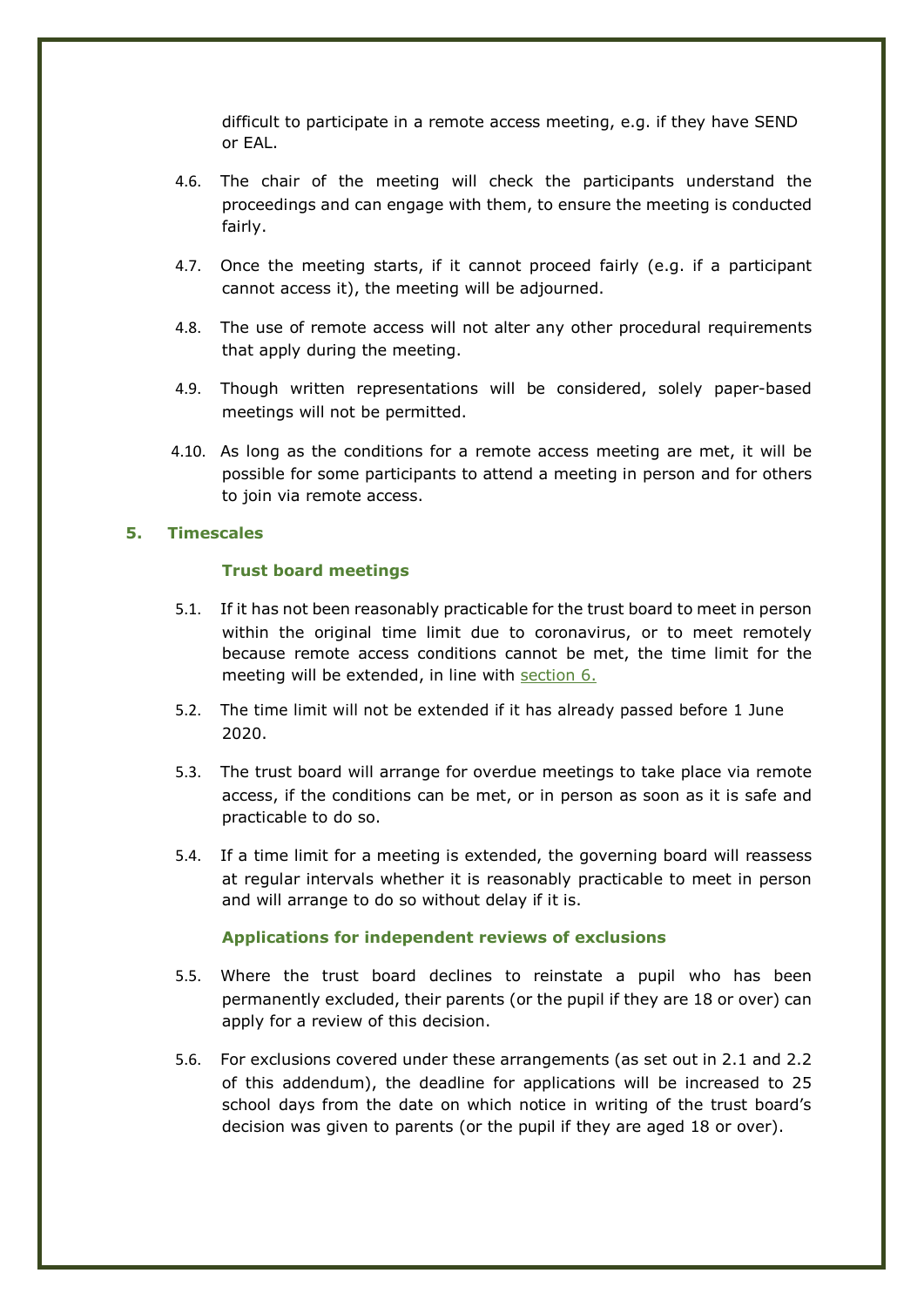difficult to participate in a remote access meeting, e.g. if they have SEND or EAL.

4.6. The chair of the meeting will check the participants understand the proceedings and can engage with them, to ensure the meeting is conducted fairly.

4.7. Once the meeting starts, if it cannot proceed fairly (e.g. if a participant cannot access it), the meeting will be adjourned.

4.8. The use of remote access will not alter any other procedural requirements that apply during the meeting.

4.9. Though written representations will be considered, solely paper-based meetings will not be permitted.

4.10. As long as the conditions for a remote access meeting are met, it will be possible for some participants to attend a meeting in person and for others to join via remote access.

## 5. Timescales

### Trust board meetings

5.1. If it has not been reasonably practicable for the trust board to meet in person within the original time limit due to coronavirus, or to meet remotely because remote access conditions cannot be met, the time limit for the meeting will be extended, in line with section 6.

5.2. The time limit will not be extended if it has already passed before 1 June 2020.

5.3. The trust board will arrange for overdue meetings to take place via remote access, if the conditions can be met, or in person as soon as it is safe and practicable to do so.

5.4. If a time limit for a meeting is extended, the governing board will reassess at regular intervals whether it is reasonably practicable to meet in person and will arrange to do so without delay if it is.

### Applications for independent reviews of exclusions

5.5. Where the trust board declines to reinstate a pupil who has been permanently excluded, their parents (or the pupil if they are 18 or over) can apply for a review of this decision.

5.6. For exclusions covered under these arrangements (as set out in 2.1 and 2.2 of this addendum), the deadline for applications will be increased to 25 school days from the date on which notice in writing of the trust board's decision was given to parents (or the pupil if they are aged 18 or over).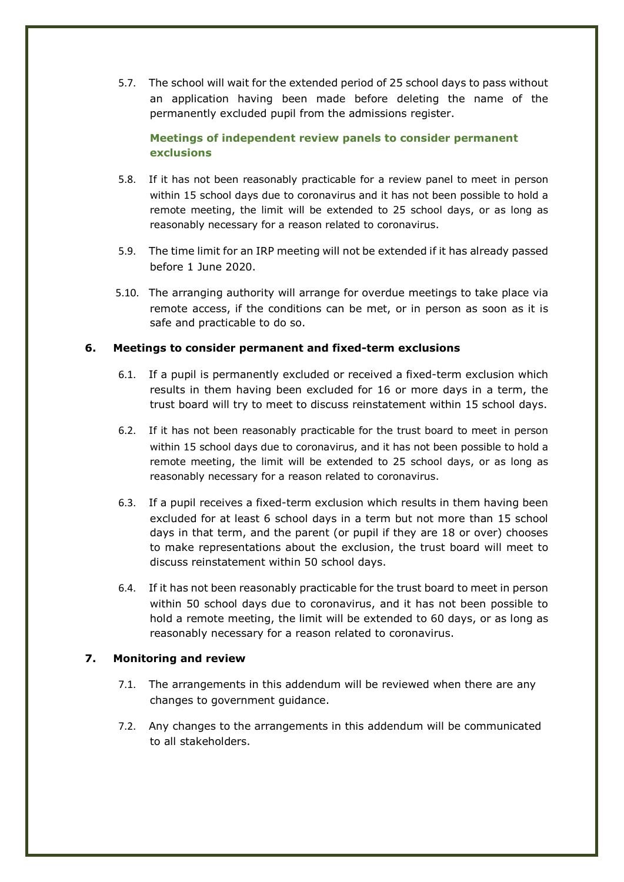5.7. The school will wait for the extended period of 25 school days to pass without an application having been made before deleting the name of the permanently excluded pupil from the admissions register.

### Meetings of independent review panels to consider permanent exclusions

5.8. If it has not been reasonably practicable for a review panel to meet in person within 15 school days due to coronavirus and it has not been possible to hold a remote meeting, the limit will be extended to 25 school days, or as long as reasonably necessary for a reason related to coronavirus.

5.9. The time limit for an IRP meeting will not be extended if it has already passed before 1 June 2020.

5.10. The arranging authority will arrange for overdue meetings to take place via remote access, if the conditions can be met, or in person as soon as it is safe and practicable to do so.

## 6. Meetings to consider permanent and fixed-term exclusions

6.1. If a pupil is permanently excluded or received a fixed-term exclusion which results in them having been excluded for 16 or more days in a term, the trust board will try to meet to discuss reinstatement within 15 school days.

6.2. If it has not been reasonably practicable for the trust board to meet in person within 15 school days due to coronavirus, and it has not been possible to hold a remote meeting, the limit will be extended to 25 school days, or as long as reasonably necessary for a reason related to coronavirus.

6.3. If a pupil receives a fixed-term exclusion which results in them having been excluded for at least 6 school days in a term but not more than 15 school days in that term, and the parent (or pupil if they are 18 or over) chooses to make representations about the exclusion, the trust board will meet to discuss reinstatement within 50 school days.

6.4. If it has not been reasonably practicable for the trust board to meet in person within 50 school days due to coronavirus, and it has not been possible to hold a remote meeting, the limit will be extended to 60 days, or as long as reasonably necessary for a reason related to coronavirus.

## 7. Monitoring and review

7.1. The arrangements in this addendum will be reviewed when there are any changes to government guidance.

7.2. Any changes to the arrangements in this addendum will be communicated to all stakeholders.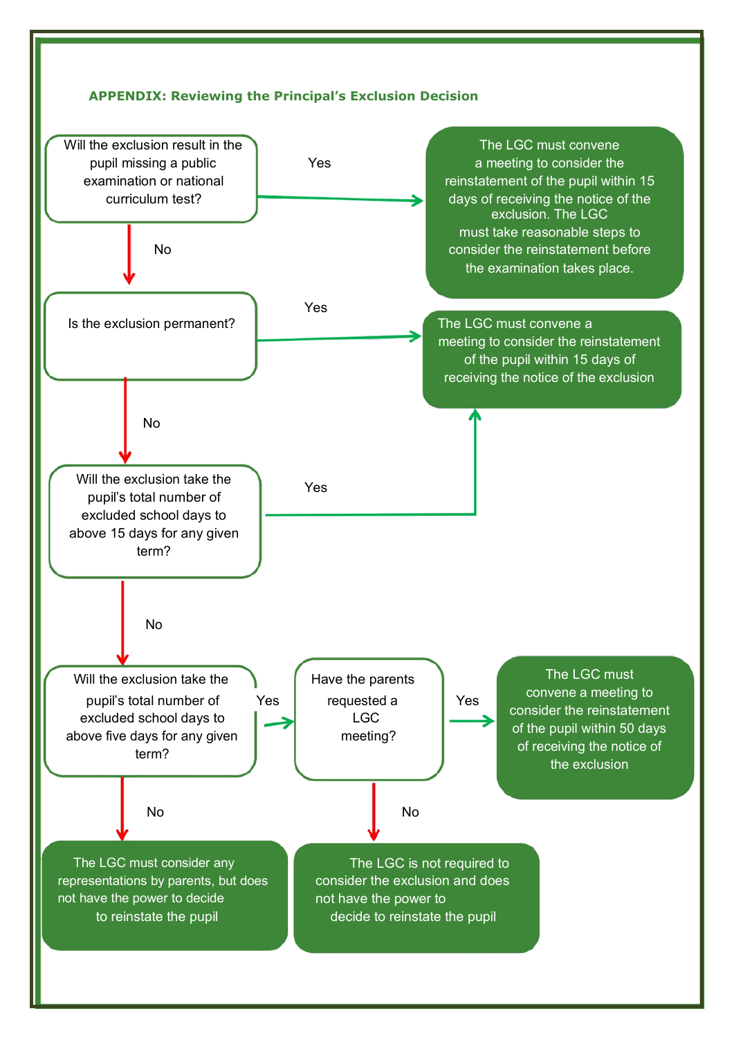## APPENDIX: Reviewing the Principal's Exclusion Decision

Will the exclusion result in the pupil missing a public examination or national curriculum test?

Yes

The LGC must convene a meeting to consider the reinstatement of the pupil within 15 days of receiving the notice of the exclusion. The LGC must take reasonable steps to consider the reinstatement before the examination takes place.

No

Is the exclusion permanent?

Yes

The LGC must convene a meeting to consider the reinstatement of the pupil within 15 days of receiving the notice of the exclusion

No

Will the exclusion take the pupil's total number of excluded school days to above 15 days for any given term?

Yes

No

Will the exclusion take the pupil's total number of excluded school days to above five days for any given term?

Yes

Have the parents requested a LGC meeting?

Yes

The LGC must convene a meeting to consider the reinstatement of the pupil within 50 days of receiving the notice of the exclusion

No

The LGC must consider any representations by parents, but does not have the power to decide to reinstate the pupil

No

The LGC is not required to consider the exclusion and does not have the power to decide to reinstate the pupil